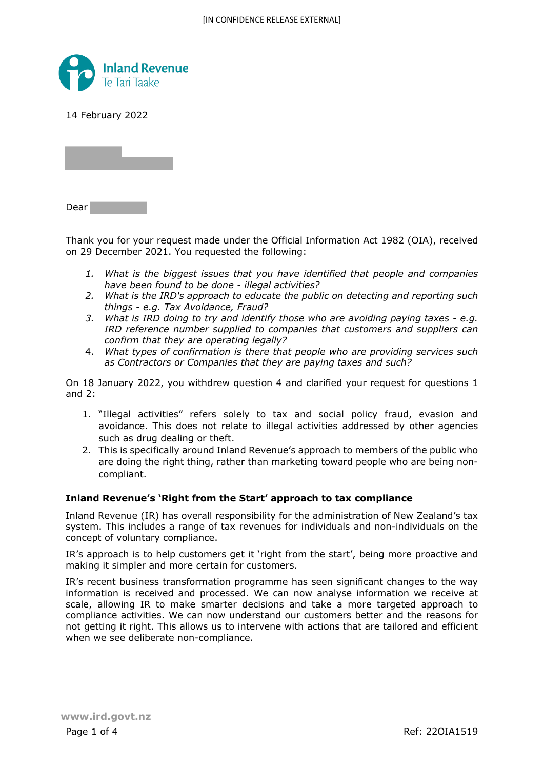[IN CONFIDENCE RELEASE EXTERNAL]

Inland Revenue
Te Tari Taake

14 February 2022

Dear

Thank you for your request made under the Official Information Act 1982 (OIA), received on 29 December 2021. You requested the following:

1. *What is the biggest issues that you have identified that people and companies have been found to be done - illegal activities?*
2. *What is the IRD's approach to educate the public on detecting and reporting such things - e.g. Tax Avoidance, Fraud?*
3. *What is IRD doing to try and identify those who are avoiding paying taxes - e.g. IRD reference number supplied to companies that customers and suppliers can confirm that they are operating legally?*
4. *What types of confirmation is there that people who are providing services such as Contractors or Companies that they are paying taxes and such?*

On 18 January 2022, you withdrew question 4 and clarified your request for questions 1 and 2:

1. "Illegal activities" refers solely to tax and social policy fraud, evasion and avoidance. This does not relate to illegal activities addressed by other agencies such as drug dealing or theft.
2. This is specifically around Inland Revenue's approach to members of the public who are doing the right thing, rather than marketing toward people who are being non-compliant.

**Inland Revenue's 'Right from the Start' approach to tax compliance**

Inland Revenue (IR) has overall responsibility for the administration of New Zealand's tax system. This includes a range of tax revenues for individuals and non-individuals on the concept of voluntary compliance.

IR's approach is to help customers get it 'right from the start', being more proactive and making it simpler and more certain for customers.

IR's recent business transformation programme has seen significant changes to the way information is received and processed. We can now analyse information we receive at scale, allowing IR to make smarter decisions and take a more targeted approach to compliance activities. We can now understand our customers better and the reasons for not getting it right. This allows us to intervene with actions that are tailored and efficient when we see deliberate non-compliance.

www.ird.govt.nz

Ref: 22OIA1519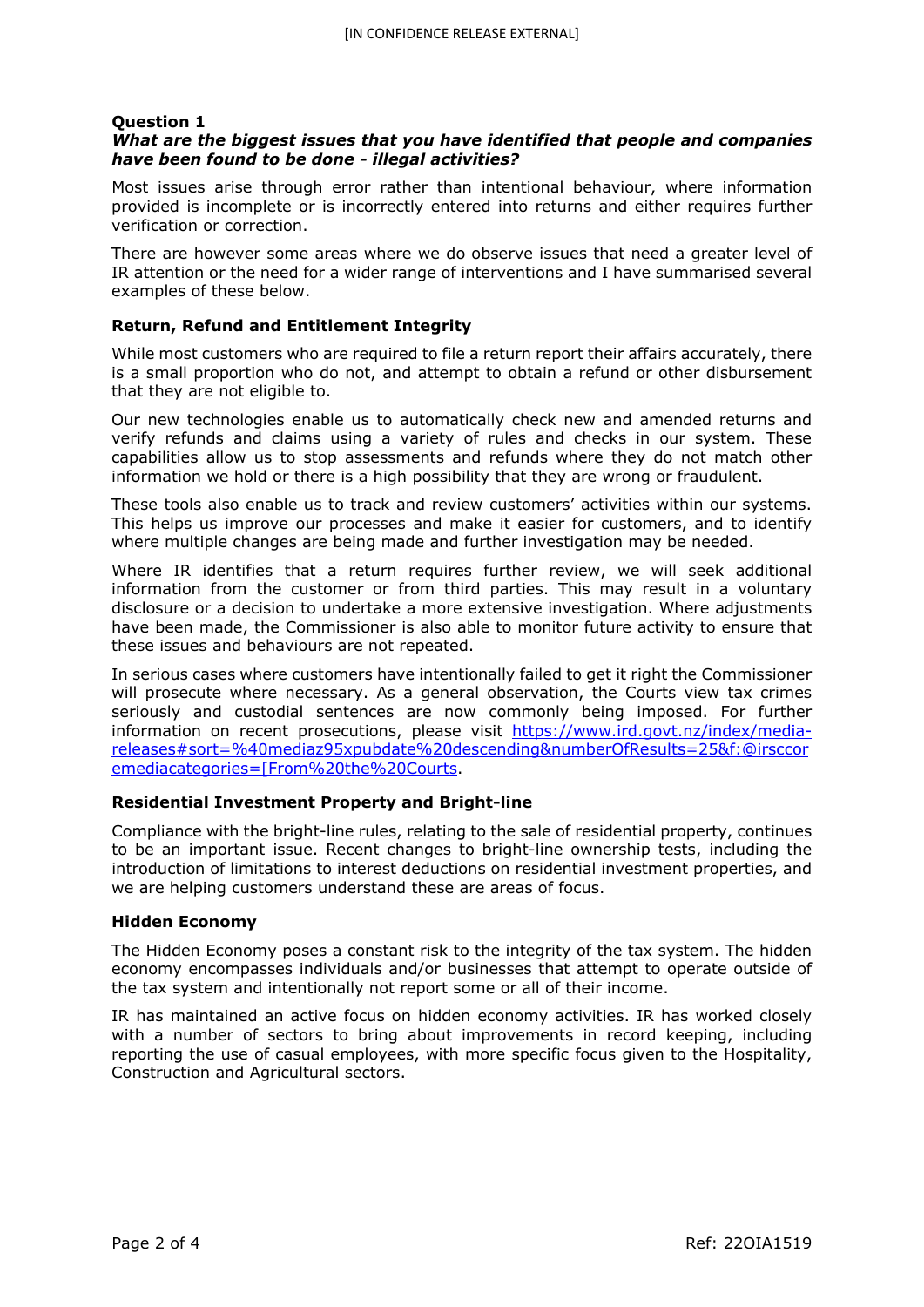### Question 1

***What are the biggest issues that you have identified that people and companies have been found to be done - illegal activities?***

Most issues arise through error rather than intentional behaviour, where information provided is incomplete or is incorrectly entered into returns and either requires further verification or correction.

There are however some areas where we do observe issues that need a greater level of IR attention or the need for a wider range of interventions and I have summarised several examples of these below.

**Return, Refund and Entitlement Integrity**

While most customers who are required to file a return report their affairs accurately, there is a small proportion who do not, and attempt to obtain a refund or other disbursement that they are not eligible to.

Our new technologies enable us to automatically check new and amended returns and verify refunds and claims using a variety of rules and checks in our system. These capabilities allow us to stop assessments and refunds where they do not match other information we hold or there is a high possibility that they are wrong or fraudulent.

These tools also enable us to track and review customers' activities within our systems. This helps us improve our processes and make it easier for customers, and to identify where multiple changes are being made and further investigation may be needed.

Where IR identifies that a return requires further review, we will seek additional information from the customer or from third parties. This may result in a voluntary disclosure or a decision to undertake a more extensive investigation. Where adjustments have been made, the Commissioner is also able to monitor future activity to ensure that these issues and behaviours are not repeated.

In serious cases where customers have intentionally failed to get it right the Commissioner will prosecute where necessary. As a general observation, the Courts view tax crimes seriously and custodial sentences are now commonly being imposed. For further information on recent prosecutions, please visit https://www.ird.govt.nz/index/media-releases#sort=%40mediaz95xpubdate%20descending&numberOfResults=25&f:@irsccoremediacategories=[From%20the%20Courts.

**Residential Investment Property and Bright-line**

Compliance with the bright-line rules, relating to the sale of residential property, continues to be an important issue. Recent changes to bright-line ownership tests, including the introduction of limitations to interest deductions on residential investment properties, and we are helping customers understand these are areas of focus.

**Hidden Economy**

The Hidden Economy poses a constant risk to the integrity of the tax system. The hidden economy encompasses individuals and/or businesses that attempt to operate outside of the tax system and intentionally not report some or all of their income.

IR has maintained an active focus on hidden economy activities. IR has worked closely with a number of sectors to bring about improvements in record keeping, including reporting the use of casual employees, with more specific focus given to the Hospitality, Construction and Agricultural sectors.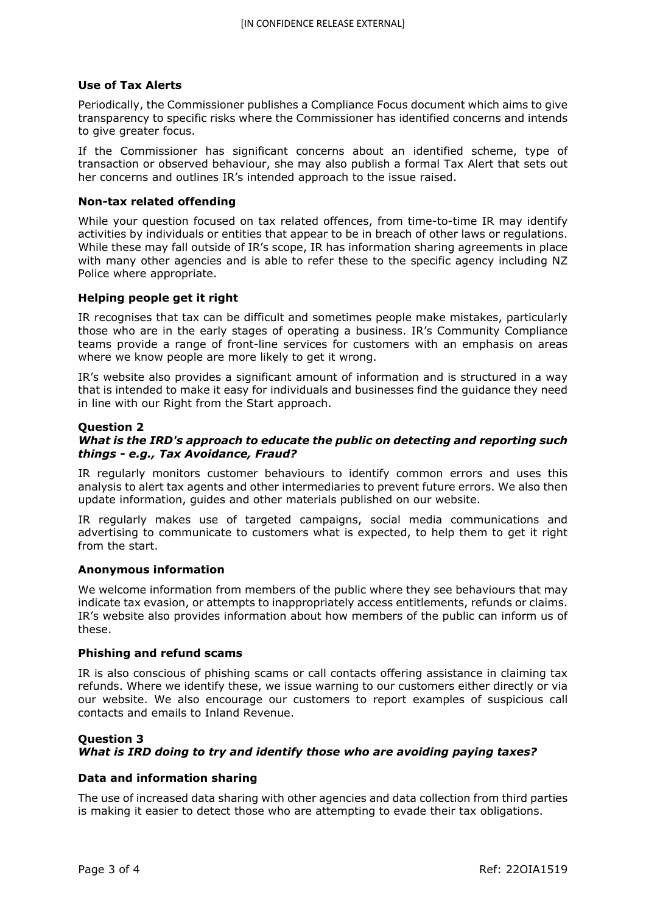### Use of Tax Alerts

Periodically, the Commissioner publishes a Compliance Focus document which aims to give transparency to specific risks where the Commissioner has identified concerns and intends to give greater focus.

If the Commissioner has significant concerns about an identified scheme, type of transaction or observed behaviour, she may also publish a formal Tax Alert that sets out her concerns and outlines IR's intended approach to the issue raised.

### Non-tax related offending

While your question focused on tax related offences, from time-to-time IR may identify activities by individuals or entities that appear to be in breach of other laws or regulations. While these may fall outside of IR's scope, IR has information sharing agreements in place with many other agencies and is able to refer these to the specific agency including NZ Police where appropriate.

### Helping people get it right

IR recognises that tax can be difficult and sometimes people make mistakes, particularly those who are in the early stages of operating a business. IR's Community Compliance teams provide a range of front-line services for customers with an emphasis on areas where we know people are more likely to get it wrong.

IR's website also provides a significant amount of information and is structured in a way that is intended to make it easy for individuals and businesses find the guidance they need in line with our Right from the Start approach.

## Question 2

***What is the IRD's approach to educate the public on detecting and reporting such things - e.g., Tax Avoidance, Fraud?***

IR regularly monitors customer behaviours to identify common errors and uses this analysis to alert tax agents and other intermediaries to prevent future errors. We also then update information, guides and other materials published on our website.

IR regularly makes use of targeted campaigns, social media communications and advertising to communicate to customers what is expected, to help them to get it right from the start.

### Anonymous information

We welcome information from members of the public where they see behaviours that may indicate tax evasion, or attempts to inappropriately access entitlements, refunds or claims. IR's website also provides information about how members of the public can inform us of these.

### Phishing and refund scams

IR is also conscious of phishing scams or call contacts offering assistance in claiming tax refunds. Where we identify these, we issue warning to our customers either directly or via our website. We also encourage our customers to report examples of suspicious call contacts and emails to Inland Revenue.

## Question 3

***What is IRD doing to try and identify those who are avoiding paying taxes?***

### Data and information sharing

The use of increased data sharing with other agencies and data collection from third parties is making it easier to detect those who are attempting to evade their tax obligations.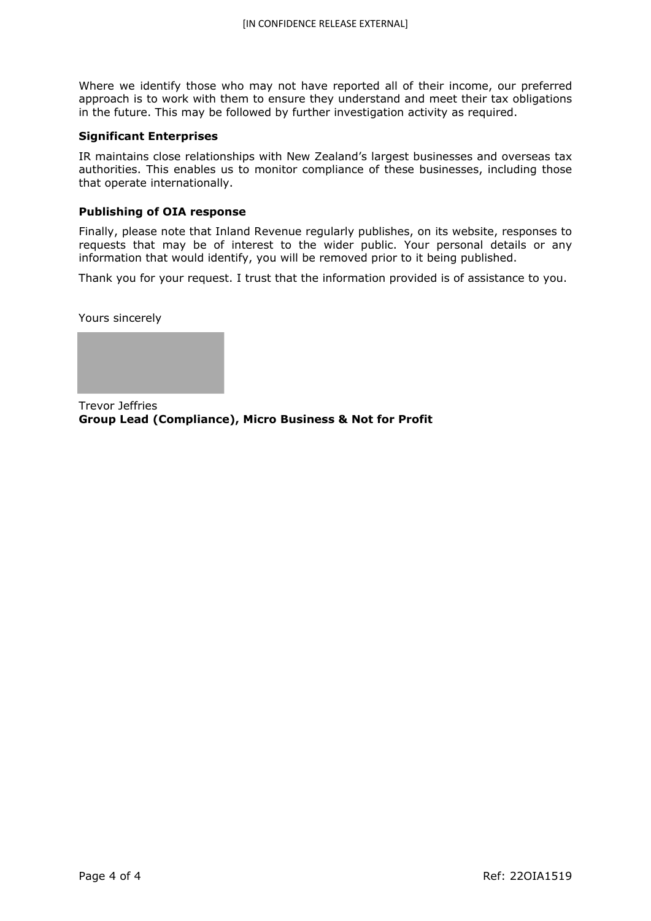Where we identify those who may not have reported all of their income, our preferred approach is to work with them to ensure they understand and meet their tax obligations in the future. This may be followed by further investigation activity as required.

**Significant Enterprises**

IR maintains close relationships with New Zealand's largest businesses and overseas tax authorities. This enables us to monitor compliance of these businesses, including those that operate internationally.

**Publishing of OIA response**

Finally, please note that Inland Revenue regularly publishes, on its website, responses to requests that may be of interest to the wider public. Your personal details or any information that would identify, you will be removed prior to it being published.

Thank you for your request. I trust that the information provided is of assistance to you.

Yours sincerely

Trevor Jeffries
**Group Lead (Compliance), Micro Business & Not for Profit**